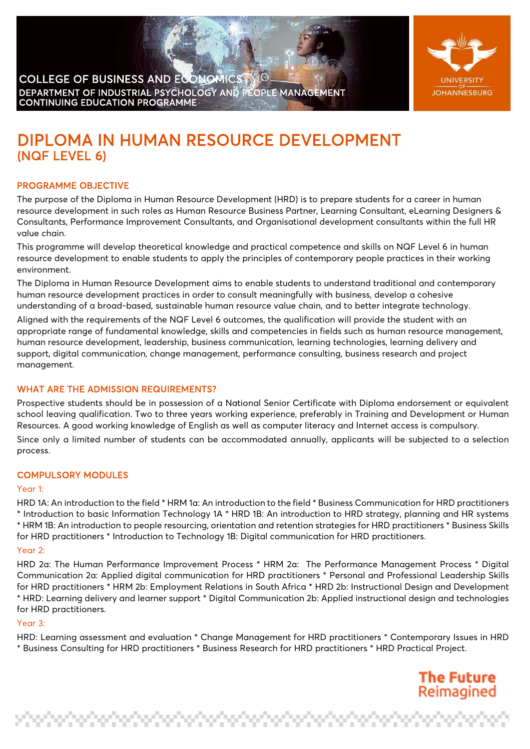COLLEGE OF BUSINESS AND ECONOMICS
DEPARTMENT OF INDUSTRIAL PSYCHOLOGY AND PEOPLE MANAGEMENT
CONTINUING EDUCATION PROGRAMME

UNIVERSITY OF JOHANNESBURG

# DIPLOMA IN HUMAN RESOURCE DEVELOPMENT
## (NQF LEVEL 6)

### PROGRAMME OBJECTIVE

The purpose of the Diploma in Human Resource Development (HRD) is to prepare students for a career in human resource development in such roles as Human Resource Business Partner, Learning Consultant, eLearning Designers & Consultants, Performance Improvement Consultants, and Organisational development consultants within the full HR value chain.

This programme will develop theoretical knowledge and practical competence and skills on NQF Level 6 in human resource development to enable students to apply the principles of contemporary people practices in their working environment.

The Diploma in Human Resource Development aims to enable students to understand traditional and contemporary human resource development practices in order to consult meaningfully with business, develop a cohesive understanding of a broad-based, sustainable human resource value chain, and to better integrate technology.

Aligned with the requirements of the NQF Level 6 outcomes, the qualification will provide the student with an appropriate range of fundamental knowledge, skills and competencies in fields such as human resource management, human resource development, leadership, business communication, learning technologies, learning delivery and support, digital communication, change management, performance consulting, business research and project management.

### WHAT ARE THE ADMISSION REQUIREMENTS?

Prospective students should be in possession of a National Senior Certificate with Diploma endorsement or equivalent school leaving qualification. Two to three years working experience, preferably in Training and Development or Human Resources. A good working knowledge of English as well as computer literacy and Internet access is compulsory.

Since only a limited number of students can be accommodated annually, applicants will be subjected to a selection process.

### COMPULSORY MODULES

Year 1:

HRD 1A: An introduction to the field * HRM 1a: An introduction to the field * Business Communication for HRD practitioners * Introduction to basic Information Technology 1A * HRD 1B: An introduction to HRD strategy, planning and HR systems * HRM 1B: An introduction to people resourcing, orientation and retention strategies for HRD practitioners * Business Skills for HRD practitioners * Introduction to Technology 1B: Digital communication for HRD practitioners.

Year 2:

HRD 2a: The Human Performance Improvement Process * HRM 2a: The Performance Management Process * Digital Communication 2a: Applied digital communication for HRD practitioners * Personal and Professional Leadership Skills for HRD practitioners * HRM 2b: Employment Relations in South Africa * HRD 2b: Instructional Design and Development * HRD: Learning delivery and learner support * Digital Communication 2b: Applied instructional design and technologies for HRD practitioners.

Year 3:

HRD: Learning assessment and evaluation * Change Management for HRD practitioners * Contemporary Issues in HRD * Business Consulting for HRD practitioners * Business Research for HRD practitioners * HRD Practical Project.

The Future Reimagined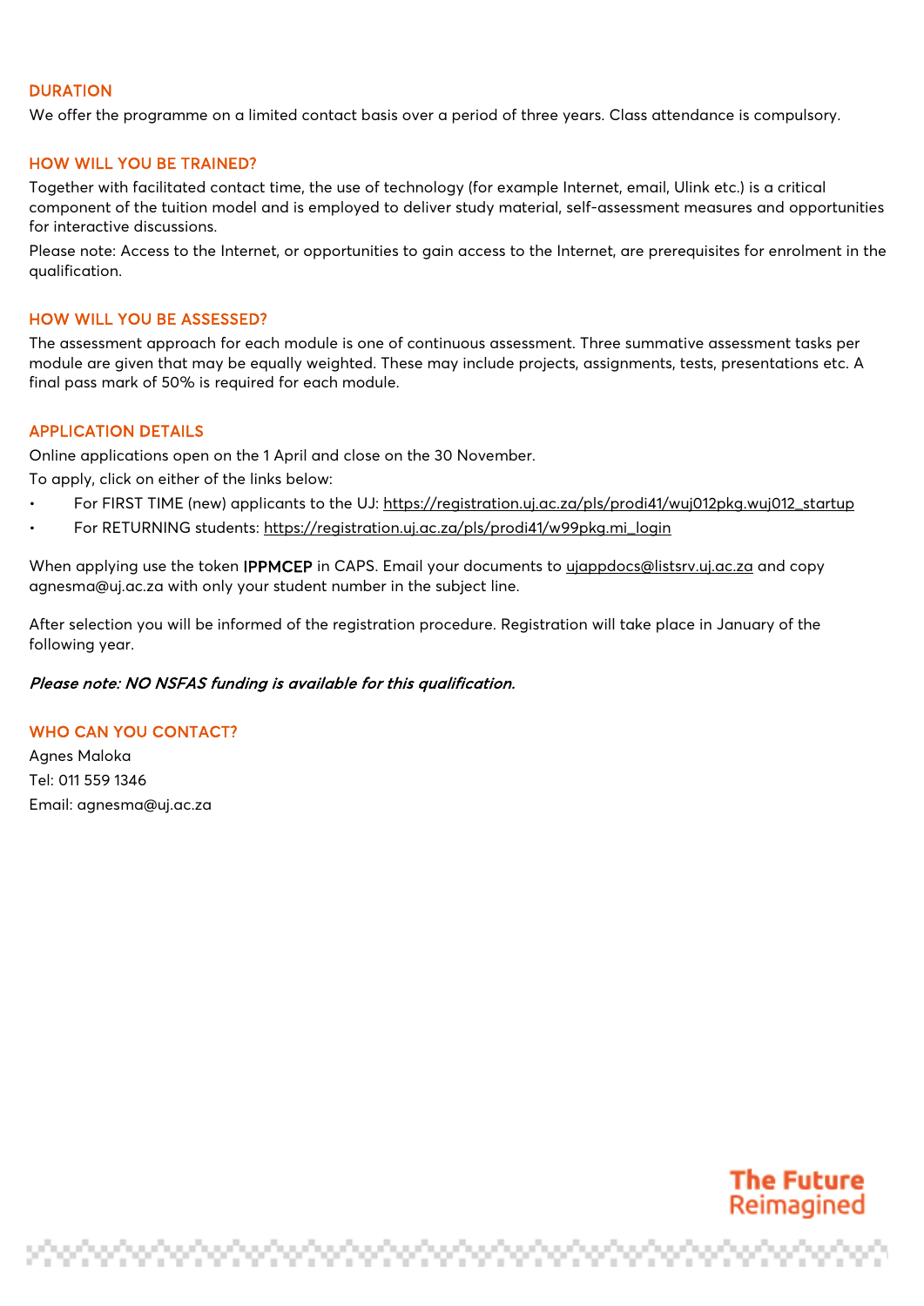## DURATION

We offer the programme on a limited contact basis over a period of three years. Class attendance is compulsory.

## HOW WILL YOU BE TRAINED?

Together with facilitated contact time, the use of technology (for example Internet, email, Ulink etc.) is a critical component of the tuition model and is employed to deliver study material, self-assessment measures and opportunities for interactive discussions.

Please note: Access to the Internet, or opportunities to gain access to the Internet, are prerequisites for enrolment in the qualification.

## HOW WILL YOU BE ASSESSED?

The assessment approach for each module is one of continuous assessment. Three summative assessment tasks per module are given that may be equally weighted. These may include projects, assignments, tests, presentations etc. A final pass mark of 50% is required for each module.

## APPLICATION DETAILS

Online applications open on the 1 April and close on the 30 November.

To apply, click on either of the links below:

- For FIRST TIME (new) applicants to the UJ: https://registration.uj.ac.za/pls/prodi41/wuj012pkg.wuj012_startup
- For RETURNING students: https://registration.uj.ac.za/pls/prodi41/w99pkg.mi_login

When applying use the token **IPPMCEP** in CAPS. Email your documents to ujappdocs@listsrv.uj.ac.za and copy agnesma@uj.ac.za with only your student number in the subject line.

After selection you will be informed of the registration procedure. Registration will take place in January of the following year.

***Please note: NO NSFAS funding is available for this qualification.***

## WHO CAN YOU CONTACT?

Agnes Maloka
Tel: 011 559 1346
Email: agnesma@uj.ac.za

The Future Reimagined